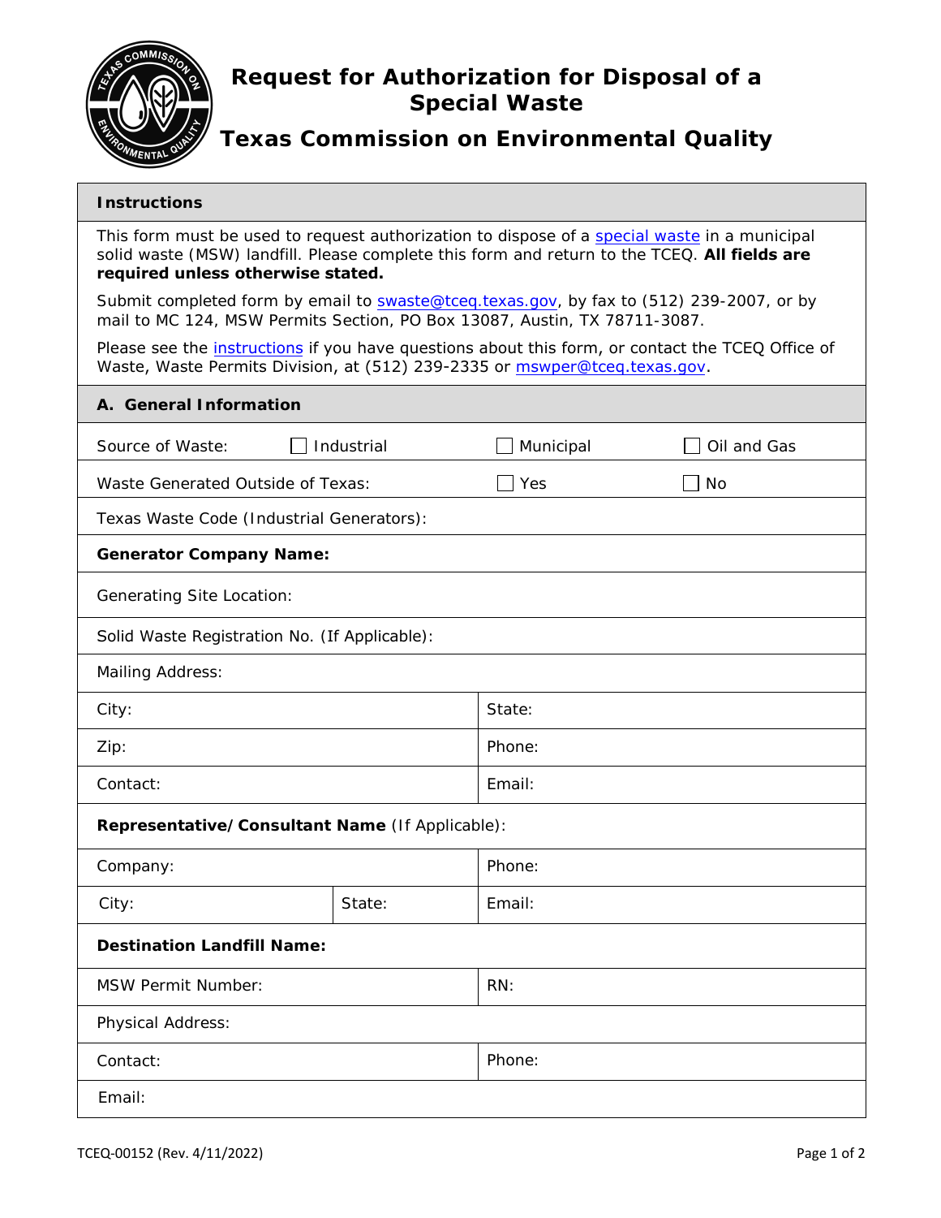# Request for Authorization for Disposal of a Special Waste

## Texas Commission on Environmental Quality

### Instructions

This form must be used to request authorization to dispose of a special waste in a municipal solid waste (MSW) landfill. Please complete this form and return to the TCEQ. **All fields are required unless otherwise stated.**

Submit completed form by email to swaste@tceq.texas.gov, by fax to (512) 239-2007, or by mail to MC 124, MSW Permits Section, PO Box 13087, Austin, TX 78711-3087.

Please see the instructions if you have questions about this form, or contact the TCEQ Office of Waste, Waste Permits Division, at (512) 239-2335 or mswper@tceq.texas.gov.

### A. General Information

Source of Waste: ☐ Industrial ☐ Municipal ☐ Oil and Gas

Waste Generated Outside of Texas: ☐ Yes ☐ No

Texas Waste Code (Industrial Generators):

**Generator Company Name:**

Generating Site Location:

Solid Waste Registration No. (If Applicable):

Mailing Address:

| | |
|---|---|
| City: | State: |
| Zip: | Phone: |
| Contact: | Email: |

**Representative/Consultant Name** (If Applicable):

| | | |
|---|---|---|
| Company: | | Phone: |
| City: | State: | Email: |

**Destination Landfill Name:**

| | |
|---|---|
| MSW Permit Number: | RN: |

Physical Address:

| | |
|---|---|
| Contact: | Phone: |

Email: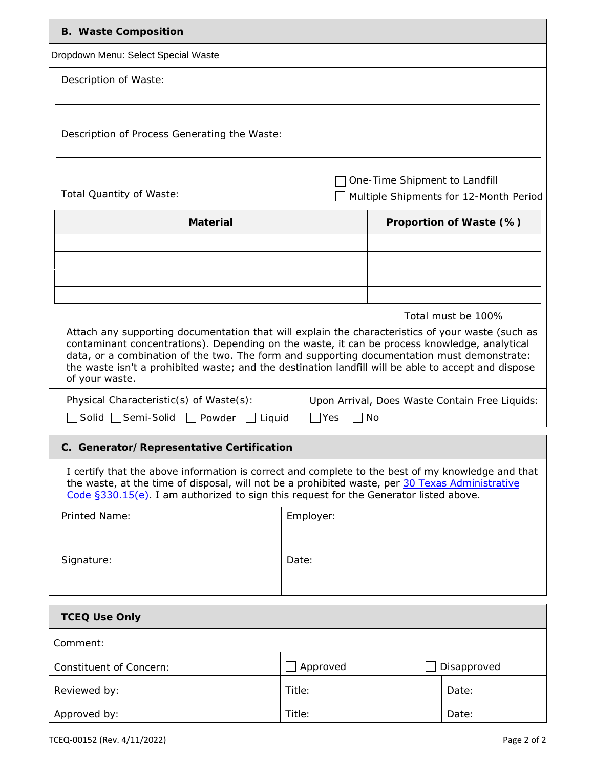## B. Waste Composition

Dropdown Menu: Select Special Waste

Description of Waste:

Description of Process Generating the Waste:

Total Quantity of Waste:

☐ One-Time Shipment to Landfill
☐ Multiple Shipments for 12-Month Period

| Material | Proportion of Waste (%) |
|---|---|
| | |
| | |
| | |
| | |

Total must be 100%

Attach any supporting documentation that will explain the characteristics of your waste (such as contaminant concentrations). Depending on the waste, it can be process knowledge, analytical data, or a combination of the two. The form and supporting documentation must demonstrate: the waste isn't a prohibited waste; and the destination landfill will be able to accept and dispose of your waste.

Physical Characteristic(s) of Waste(s):

☐ Solid ☐ Semi-Solid ☐ Powder ☐ Liquid

Upon Arrival, Does Waste Contain Free Liquids:

☐ Yes ☐ No

## C. Generator/Representative Certification

I certify that the above information is correct and complete to the best of my knowledge and that the waste, at the time of disposal, will not be a prohibited waste, per 30 Texas Administrative Code §330.15(e). I am authorized to sign this request for the Generator listed above.

| | |
|---|---|
| Printed Name: | Employer: |
| Signature: | Date: |

## TCEQ Use Only

Comment:

| | | |
|---|---|---|
| Constituent of Concern: | ☐ Approved | ☐ Disapproved |
| Reviewed by: | Title: | Date: |
| Approved by: | Title: | Date: |

TCEQ-00152 (Rev. 4/11/2022)